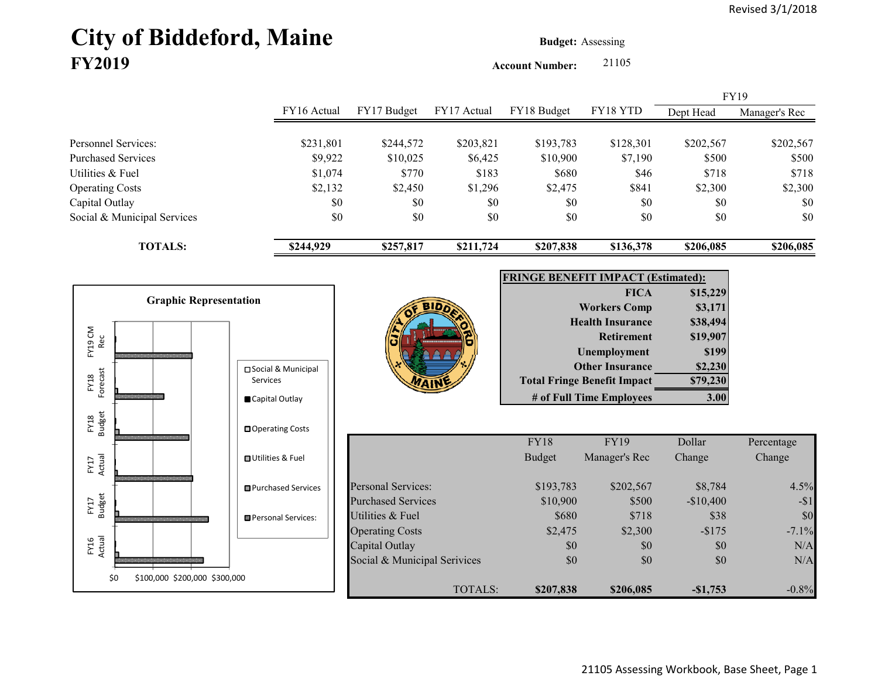Revised 3/1/2018

# City of Biddeford, Maine
## FY2019

**Budget:** Assessing

**Account Number:** 21105

| | FY16 Actual | FY17 Budget | FY17 Actual | FY18 Budget | FY18 YTD | FY19 Dept Head | FY19 Manager's Rec |
|---|---|---|---|---|---|---|---|
| Personnel Services: | $231,801 | $244,572 | $203,821 | $193,783 | $128,301 | $202,567 | $202,567 |
| Purchased Services | $9,922 | $10,025 | $6,425 | $10,900 | $7,190 | $500 | $500 |
| Utilities & Fuel | $1,074 | $770 | $183 | $680 | $46 | $718 | $718 |
| Operating Costs | $2,132 | $2,450 | $1,296 | $2,475 | $841 | $2,300 | $2,300 |
| Capital Outlay | $0 | $0 | $0 | $0 | $0 | $0 | $0 |
| Social & Municipal Services | $0 | $0 | $0 | $0 | $0 | $0 | $0 |
| **TOTALS:** | **$244,929** | **$257,817** | **$211,724** | **$207,838** | **$136,378** | **$206,085** | **$206,085** |

**Graphic Representation**

FY19 CM Rec
FY18 Forecast
FY18 Budget
FY17 Actual
FY17 Budget
FY16 Actual

$0 $100,000 $200,000 $300,000

Social & Municipal Services
Capital Outlay
Operating Costs
Utilities & Fuel
Purchased Services
Personal Services:

| FRINGE BENEFIT IMPACT (Estimated): | |
|---|---|
| FICA | $15,229 |
| Workers Comp | $3,171 |
| Health Insurance | $38,494 |
| Retirement | $19,907 |
| Unemployment | $199 |
| Other Insurance | $2,230 |
| **Total Fringe Benefit Impact** | **$79,230** |
| **# of Full Time Employees** | **3.00** |

| | FY18 Budget | FY19 Manager's Rec | Dollar Change | Percentage Change |
|---|---|---|---|---|
| Personal Services: | $193,783 | $202,567 | $8,784 | 4.5% |
| Purchased Services | $10,900 | $500 | -$10,400 | -$1 |
| Utilities & Fuel | $680 | $718 | $38 | $0 |
| Operating Costs | $2,475 | $2,300 | -$175 | -7.1% |
| Capital Outlay | $0 | $0 | $0 | N/A |
| Social & Municipal Services | $0 | $0 | $0 | N/A |
| TOTALS: | **$207,838** | **$206,085** | **-$1,753** | -0.8% |

21105 Assessing Workbook, Base Sheet, Page 1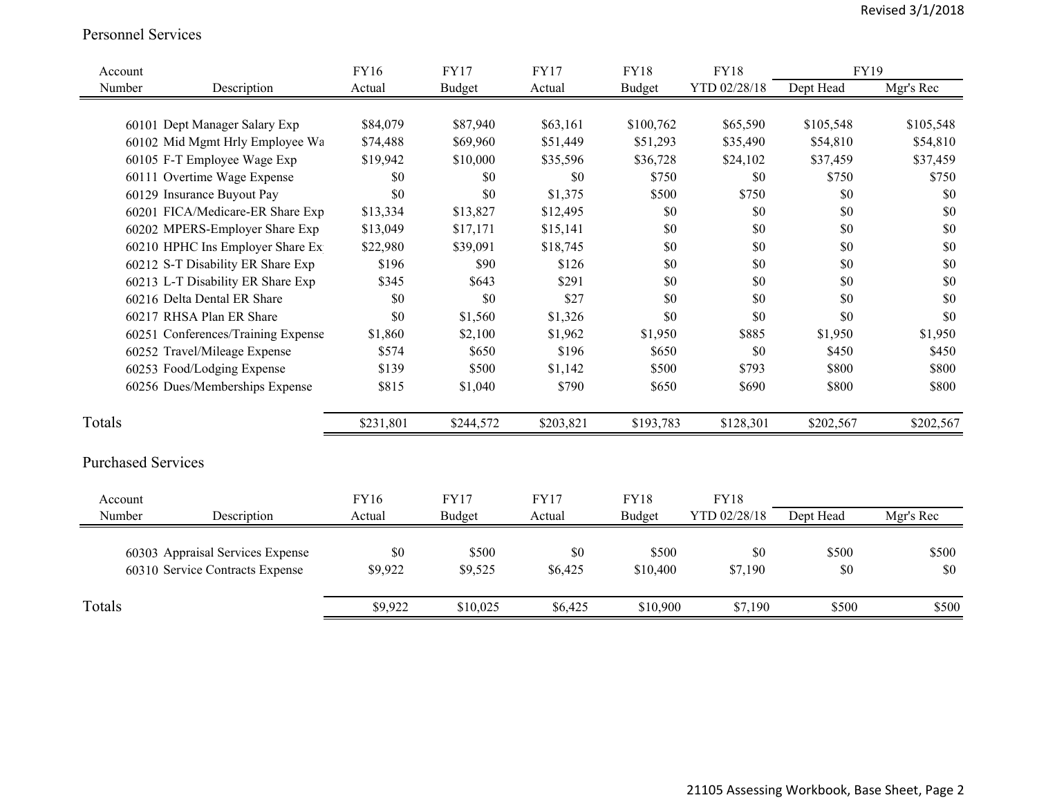## Personnel Services

| Account Number | Description | FY16 Actual | FY17 Budget | FY17 Actual | FY18 Budget | FY18 YTD 02/28/18 | FY19 Dept Head | FY19 Mgr's Rec |
|---|---|---|---|---|---|---|---|---|
| 60101 | Dept Manager Salary Exp | $84,079 | $87,940 | $63,161 | $100,762 | $65,590 | $105,548 | $105,548 |
| 60102 | Mid Mgmt Hrly Employee Wa | $74,488 | $69,960 | $51,449 | $51,293 | $35,490 | $54,810 | $54,810 |
| 60105 | F-T Employee Wage Exp | $19,942 | $10,000 | $35,596 | $36,728 | $24,102 | $37,459 | $37,459 |
| 60111 | Overtime Wage Expense | $0 | $0 | $0 | $750 | $0 | $750 | $750 |
| 60129 | Insurance Buyout Pay | $0 | $0 | $1,375 | $500 | $750 | $0 | $0 |
| 60201 | FICA/Medicare-ER Share Exp | $13,334 | $13,827 | $12,495 | $0 | $0 | $0 | $0 |
| 60202 | MPERS-Employer Share Exp | $13,049 | $17,171 | $15,141 | $0 | $0 | $0 | $0 |
| 60210 | HPHC Ins Employer Share Ex | $22,980 | $39,091 | $18,745 | $0 | $0 | $0 | $0 |
| 60212 | S-T Disability ER Share Exp | $196 | $90 | $126 | $0 | $0 | $0 | $0 |
| 60213 | L-T Disability ER Share Exp | $345 | $643 | $291 | $0 | $0 | $0 | $0 |
| 60216 | Delta Dental ER Share | $0 | $0 | $27 | $0 | $0 | $0 | $0 |
| 60217 | RHSA Plan ER Share | $0 | $1,560 | $1,326 | $0 | $0 | $0 | $0 |
| 60251 | Conferences/Training Expense | $1,860 | $2,100 | $1,962 | $1,950 | $885 | $1,950 | $1,950 |
| 60252 | Travel/Mileage Expense | $574 | $650 | $196 | $650 | $0 | $450 | $450 |
| 60253 | Food/Lodging Expense | $139 | $500 | $1,142 | $500 | $793 | $800 | $800 |
| 60256 | Dues/Memberships Expense | $815 | $1,040 | $790 | $650 | $690 | $800 | $800 |
| **Totals** | | $231,801 | $244,572 | $203,821 | $193,783 | $128,301 | $202,567 | $202,567 |

## Purchased Services

| Account Number | Description | FY16 Actual | FY17 Budget | FY17 Actual | FY18 Budget | FY18 YTD 02/28/18 | Dept Head | Mgr's Rec |
|---|---|---|---|---|---|---|---|---|
| 60303 | Appraisal Services Expense | $0 | $500 | $0 | $500 | $0 | $500 | $500 |
| 60310 | Service Contracts Expense | $9,922 | $9,525 | $6,425 | $10,400 | $7,190 | $0 | $0 |
| **Totals** | | $9,922 | $10,025 | $6,425 | $10,900 | $7,190 | $500 | $500 |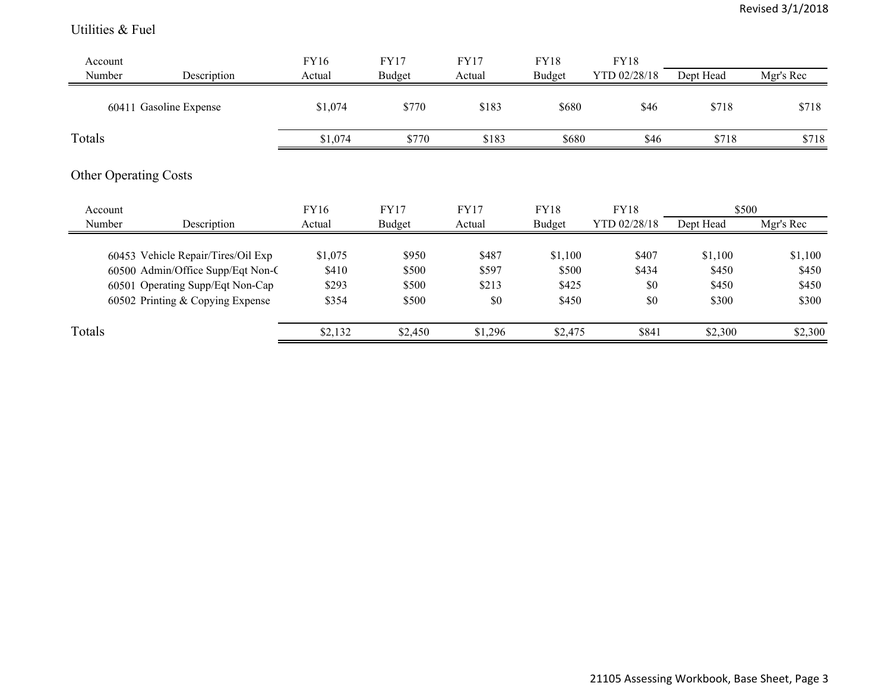## Utilities & Fuel

| Account Number | Description | FY16 Actual | FY17 Budget | FY17 Actual | FY18 Budget | FY18 YTD 02/28/18 | Dept Head | Mgr's Rec |
|---|---|---|---|---|---|---|---|---|
| 60411 | Gasoline Expense | $1,074 | $770 | $183 | $680 | $46 | $718 | $718 |
| Totals | | $1,074 | $770 | $183 | $680 | $46 | $718 | $718 |

## Other Operating Costs

| Account Number | Description | FY16 Actual | FY17 Budget | FY17 Actual | FY18 Budget | FY18 YTD 02/28/18 | $500 | |
|---|---|---|---|---|---|---|---|---|
| | | | | | | | Dept Head | Mgr's Rec |
| 60453 | Vehicle Repair/Tires/Oil Exp | $1,075 | $950 | $487 | $1,100 | $407 | $1,100 | $1,100 |
| 60500 | Admin/Office Supp/Eqt Non-C | $410 | $500 | $597 | $500 | $434 | $450 | $450 |
| 60501 | Operating Supp/Eqt Non-Cap | $293 | $500 | $213 | $425 | $0 | $450 | $450 |
| 60502 | Printing & Copying Expense | $354 | $500 | $0 | $450 | $0 | $300 | $300 |
| Totals | | $2,132 | $2,450 | $1,296 | $2,475 | $841 | $2,300 | $2,300 |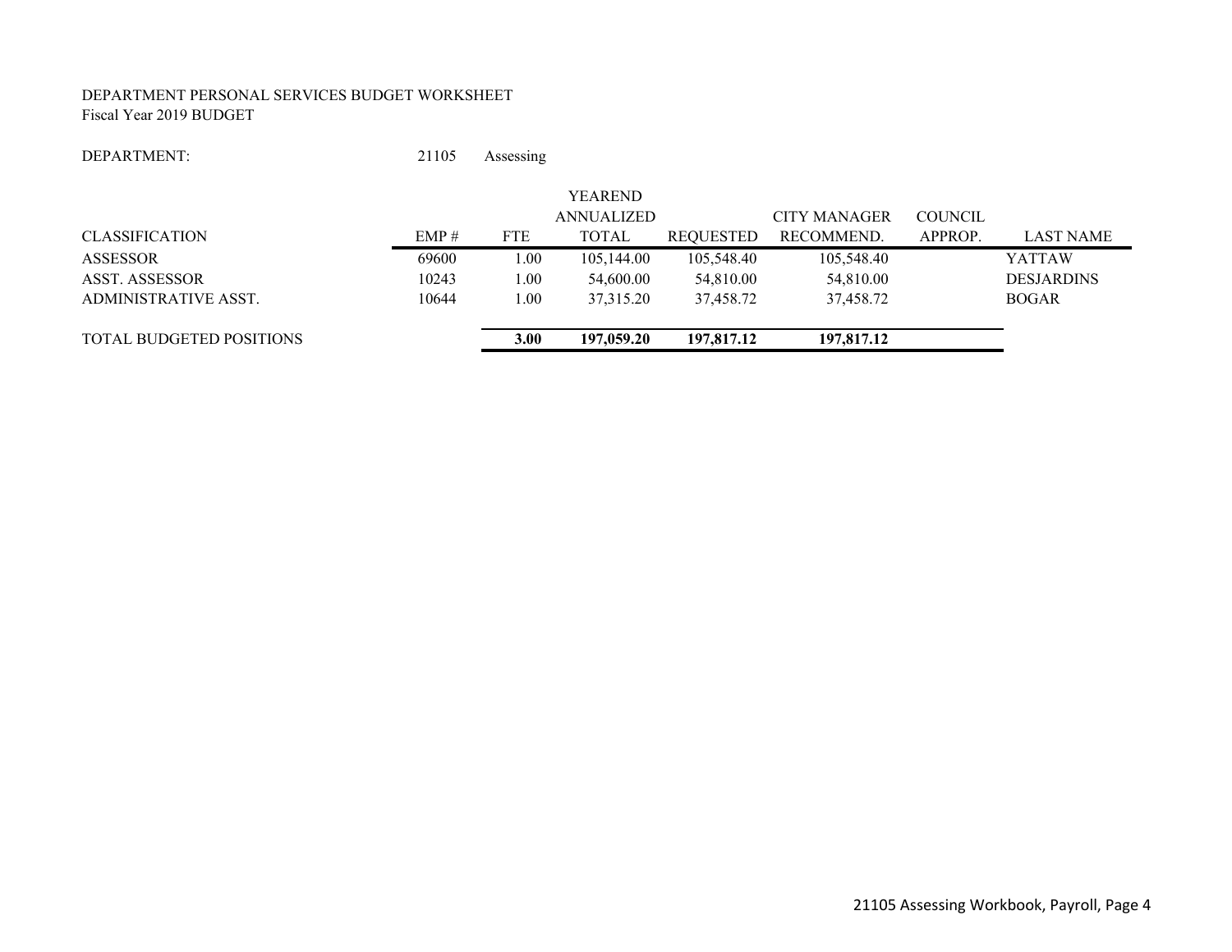DEPARTMENT PERSONAL SERVICES BUDGET WORKSHEET
Fiscal Year 2019 BUDGET

DEPARTMENT: 21105 Assessing

| CLASSIFICATION | EMP # | FTE | YEAREND ANNUALIZED TOTAL | REQUESTED | CITY MANAGER RECOMMEND. | COUNCIL APPROP. | LAST NAME |
|---|---|---|---|---|---|---|---|
| ASSESSOR | 69600 | 1.00 | 105,144.00 | 105,548.40 | 105,548.40 | | YATTAW |
| ASST. ASSESSOR | 10243 | 1.00 | 54,600.00 | 54,810.00 | 54,810.00 | | DESJARDINS |
| ADMINISTRATIVE ASST. | 10644 | 1.00 | 37,315.20 | 37,458.72 | 37,458.72 | | BOGAR |
| TOTAL BUDGETED POSITIONS | | **3.00** | **197,059.20** | **197,817.12** | **197,817.12** | | |

21105 Assessing Workbook, Payroll, Page 4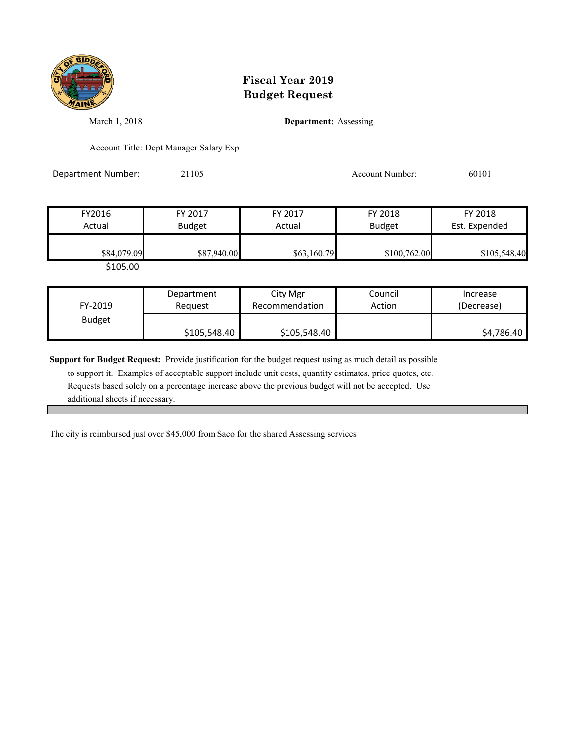# Fiscal Year 2019
# Budget Request

March 1, 2018

**Department:** Assessing

Account Title: Dept Manager Salary Exp

Department Number: 21105

Account Number: 60101

| FY2016 Actual | FY 2017 Budget | FY 2017 Actual | FY 2018 Budget | FY 2018 Est. Expended |
|---|---|---|---|---|
| $84,079.09 | $87,940.00 | $63,160.79 | $100,762.00 | $105,548.40 |

$105.00

| FY-2019 Budget | Department Request | City Mgr Recommendation | Council Action | Increase (Decrease) |
|---|---|---|---|---|
| | $105,548.40 | $105,548.40 | | $4,786.40 |

**Support for Budget Request:** Provide justification for the budget request using as much detail as possible to support it. Examples of acceptable support include unit costs, quantity estimates, price quotes, etc. Requests based solely on a percentage increase above the previous budget will not be accepted. Use additional sheets if necessary.

The city is reimbursed just over $45,000 from Saco for the shared Assessing services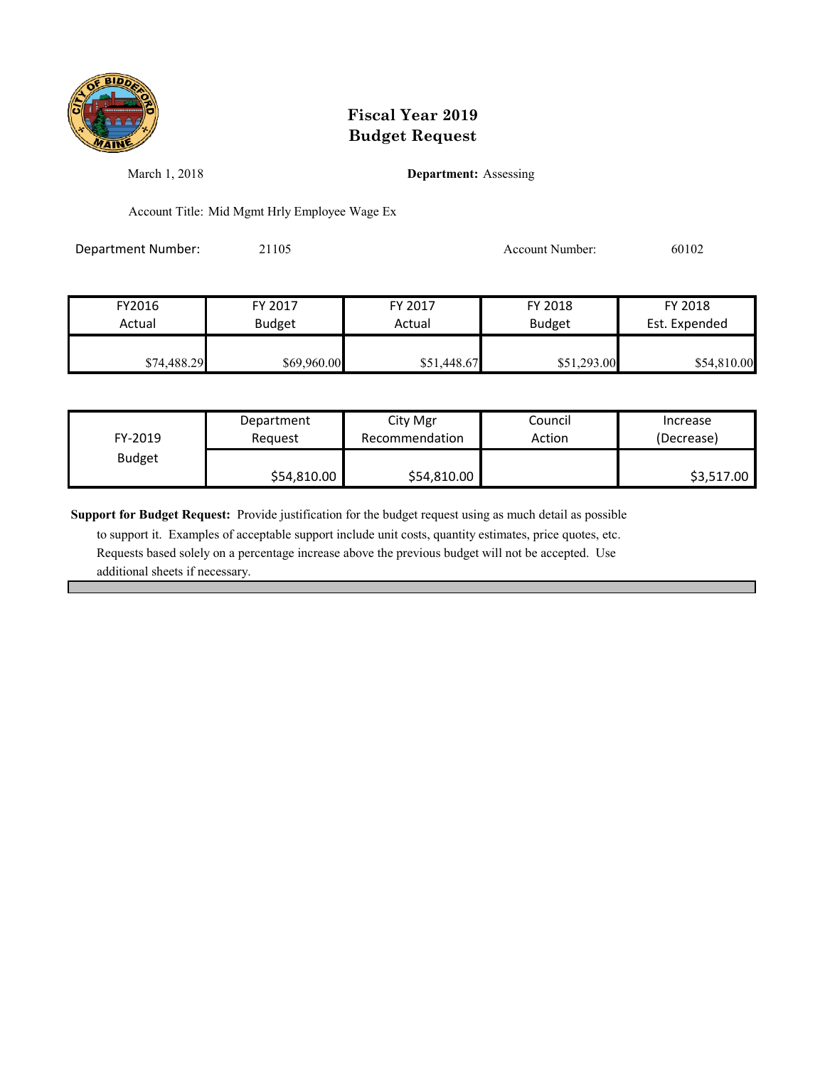# Fiscal Year 2019
# Budget Request

March 1, 2018

**Department:** Assessing

Account Title: Mid Mgmt Hrly Employee Wage Ex

Department Number: 21105

Account Number: 60102

| FY2016 Actual | FY 2017 Budget | FY 2017 Actual | FY 2018 Budget | FY 2018 Est. Expended |
|---|---|---|---|---|
| $74,488.29 | $69,960.00 | $51,448.67 | $51,293.00 | $54,810.00 |

| FY-2019 Budget | Department Request | City Mgr Recommendation | Council Action | Increase (Decrease) |
|---|---|---|---|---|
| | $54,810.00 | $54,810.00 | | $3,517.00 |

**Support for Budget Request:** Provide justification for the budget request using as much detail as possible to support it. Examples of acceptable support include unit costs, quantity estimates, price quotes, etc. Requests based solely on a percentage increase above the previous budget will not be accepted. Use additional sheets if necessary.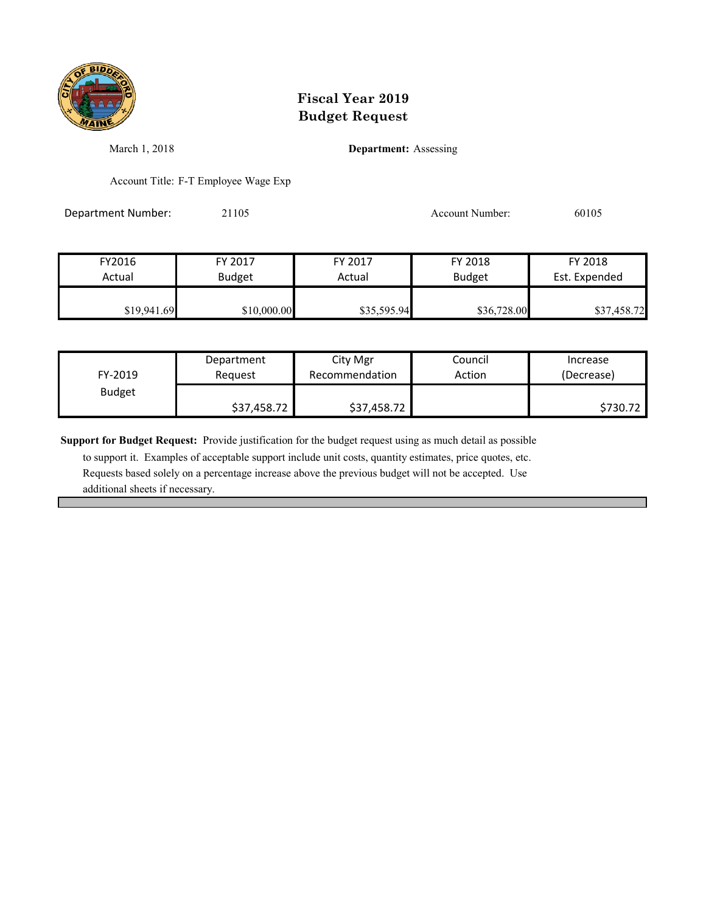# Fiscal Year 2019
# Budget Request

March 1, 2018

**Department:** Assessing

Account Title: F-T Employee Wage Exp

Department Number: 21105

Account Number: 60105

| FY2016 Actual | FY 2017 Budget | FY 2017 Actual | FY 2018 Budget | FY 2018 Est. Expended |
|---|---|---|---|---|
| $19,941.69 | $10,000.00 | $35,595.94 | $36,728.00 | $37,458.72 |

| FY-2019 Budget | Department Request | City Mgr Recommendation | Council Action | Increase (Decrease) |
|---|---|---|---|---|
| | $37,458.72 | $37,458.72 | | $730.72 |

**Support for Budget Request:** Provide justification for the budget request using as much detail as possible to support it. Examples of acceptable support include unit costs, quantity estimates, price quotes, etc. Requests based solely on a percentage increase above the previous budget will not be accepted. Use additional sheets if necessary.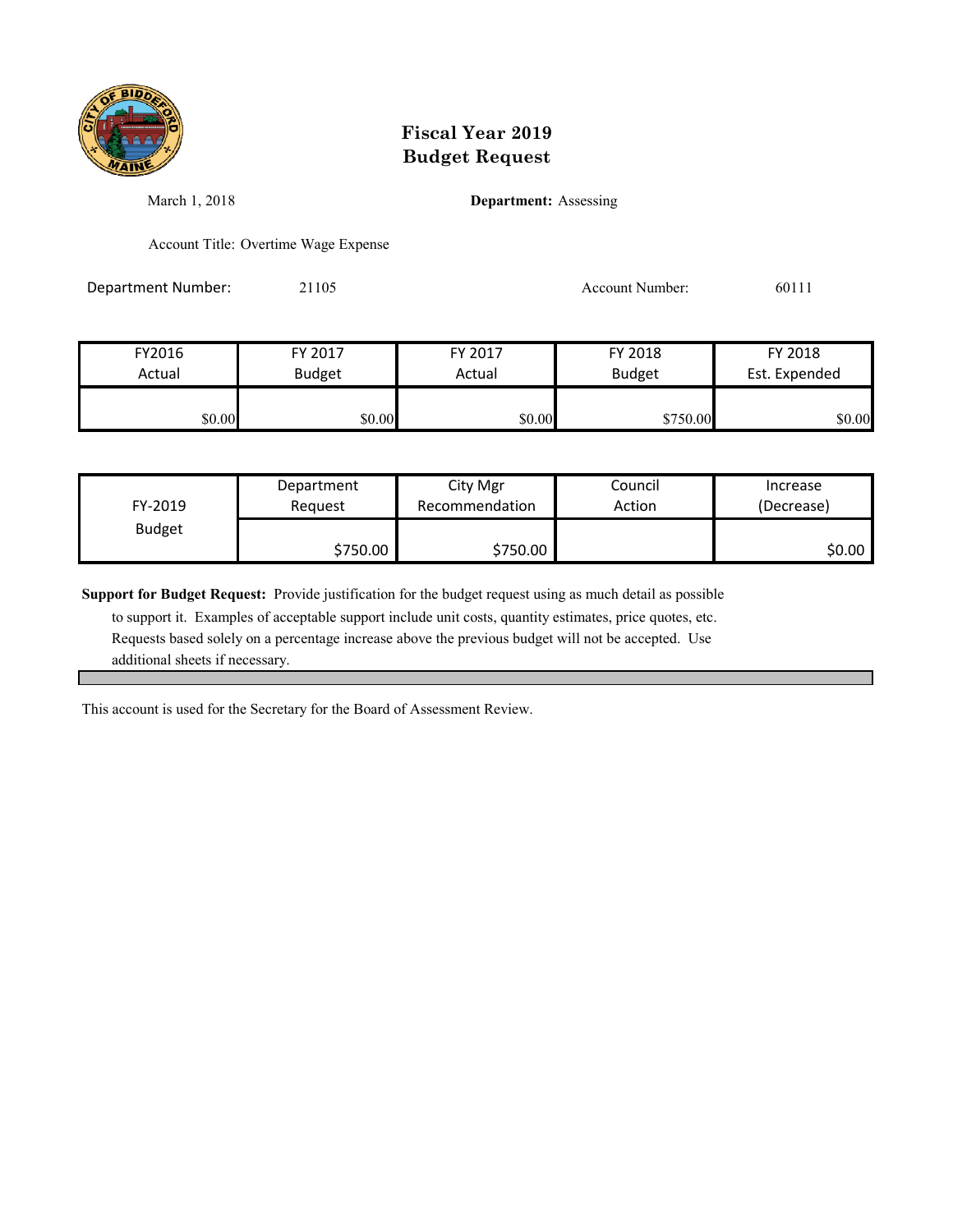# Fiscal Year 2019
# Budget Request

March 1, 2018

**Department:** Assessing

Account Title: Overtime Wage Expense

Department Number: 21105

Account Number: 60111

| FY2016 Actual | FY 2017 Budget | FY 2017 Actual | FY 2018 Budget | FY 2018 Est. Expended |
|---|---|---|---|---|
| $0.00 | $0.00 | $0.00 | $750.00 | $0.00 |

| FY-2019 Budget | Department Request | City Mgr Recommendation | Council Action | Increase (Decrease) |
|---|---|---|---|---|
| | $750.00 | $750.00 | | $0.00 |

**Support for Budget Request:** Provide justification for the budget request using as much detail as possible to support it. Examples of acceptable support include unit costs, quantity estimates, price quotes, etc. Requests based solely on a percentage increase above the previous budget will not be accepted. Use additional sheets if necessary.

This account is used for the Secretary for the Board of Assessment Review.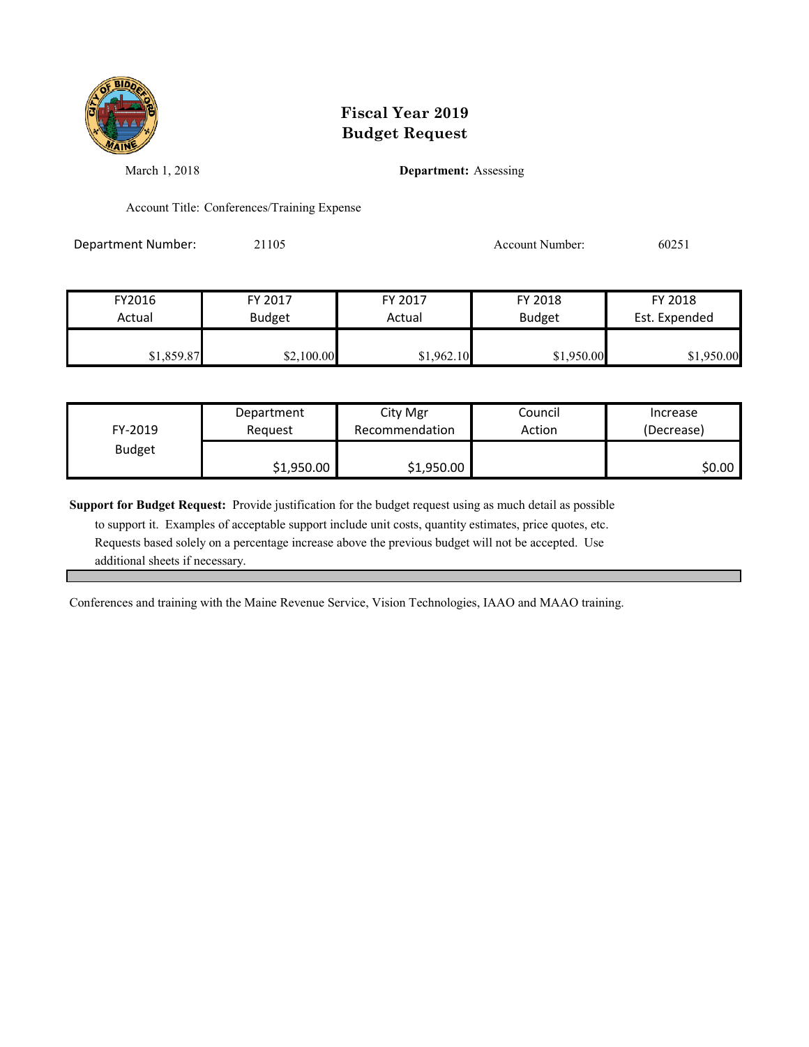# Fiscal Year 2019
# Budget Request

March 1, 2018

**Department:** Assessing

Account Title: Conferences/Training Expense

Department Number: 21105

Account Number: 60251

| FY2016 Actual | FY 2017 Budget | FY 2017 Actual | FY 2018 Budget | FY 2018 Est. Expended |
|---|---|---|---|---|
| $1,859.87 | $2,100.00 | $1,962.10 | $1,950.00 | $1,950.00 |

| FY-2019 Budget | Department Request | City Mgr Recommendation | Council Action | Increase (Decrease) |
|---|---|---|---|---|
| | $1,950.00 | $1,950.00 | | $0.00 |

**Support for Budget Request:** Provide justification for the budget request using as much detail as possible to support it. Examples of acceptable support include unit costs, quantity estimates, price quotes, etc. Requests based solely on a percentage increase above the previous budget will not be accepted. Use additional sheets if necessary.

Conferences and training with the Maine Revenue Service, Vision Technologies, IAAO and MAAO training.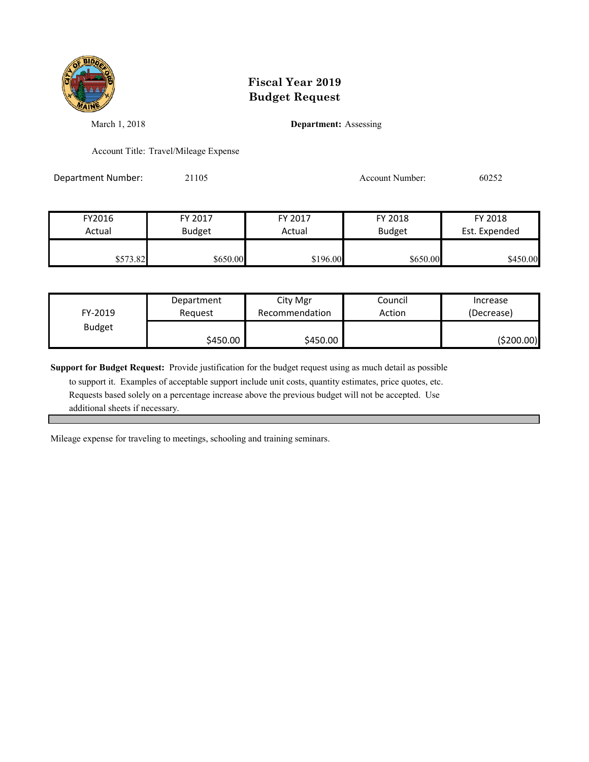# Fiscal Year 2019
# Budget Request

March 1, 2018

**Department:** Assessing

Account Title: Travel/Mileage Expense

Department Number: 21105

Account Number: 60252

| FY2016 Actual | FY 2017 Budget | FY 2017 Actual | FY 2018 Budget | FY 2018 Est. Expended |
|---|---|---|---|---|
| $573.82 | $650.00 | $196.00 | $650.00 | $450.00 |

| FY-2019 Budget | Department Request | City Mgr Recommendation | Council Action | Increase (Decrease) |
|---|---|---|---|---|
| | $450.00 | $450.00 | | ($200.00) |

**Support for Budget Request:** Provide justification for the budget request using as much detail as possible to support it. Examples of acceptable support include unit costs, quantity estimates, price quotes, etc. Requests based solely on a percentage increase above the previous budget will not be accepted. Use additional sheets if necessary.

Mileage expense for traveling to meetings, schooling and training seminars.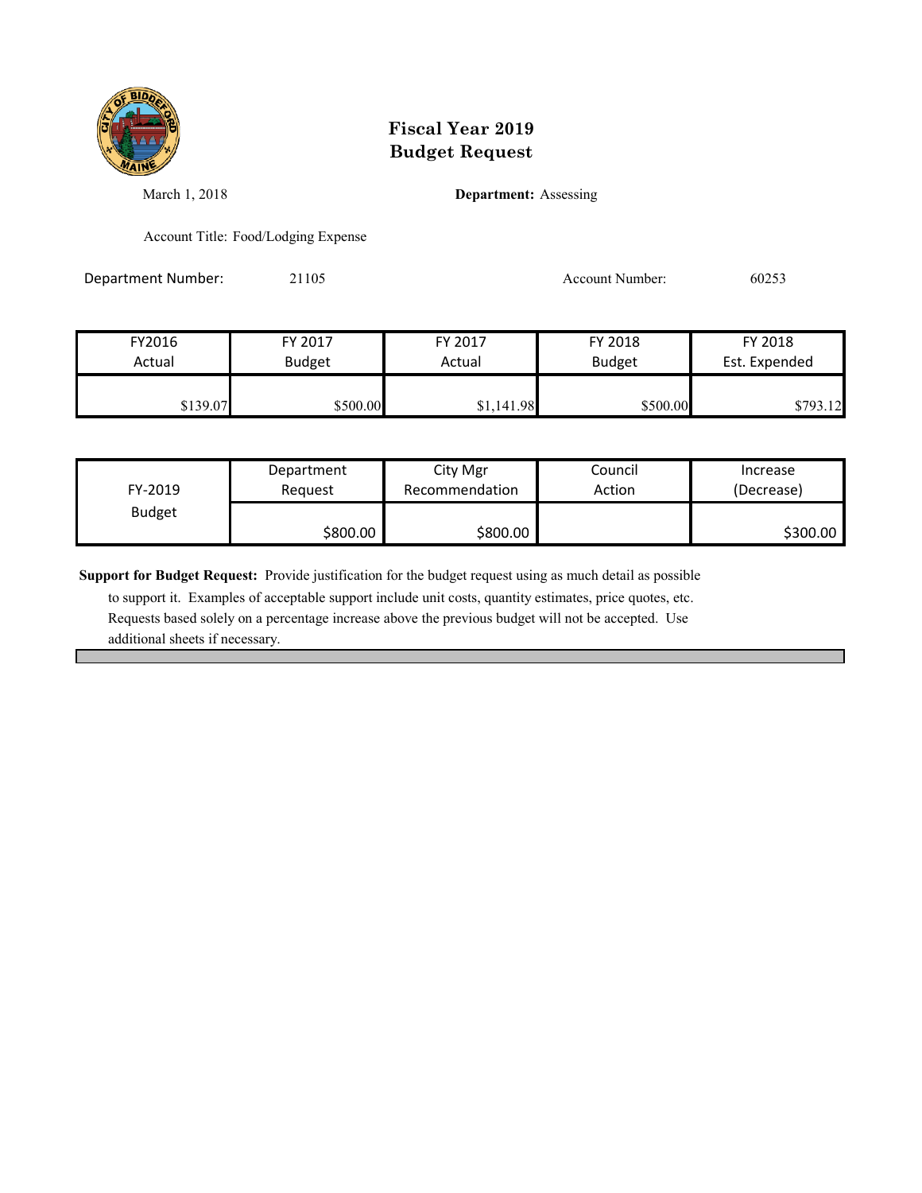# Fiscal Year 2019
# Budget Request

March 1, 2018

**Department:** Assessing

Account Title: Food/Lodging Expense

Department Number: 21105

Account Number: 60253

| FY2016 Actual | FY 2017 Budget | FY 2017 Actual | FY 2018 Budget | FY 2018 Est. Expended |
|---|---|---|---|---|
| $139.07 | $500.00 | $1,141.98 | $500.00 | $793.12 |

| FY-2019 Budget | Department Request | City Mgr Recommendation | Council Action | Increase (Decrease) |
|---|---|---|---|---|
| | $800.00 | $800.00 | | $300.00 |

**Support for Budget Request:** Provide justification for the budget request using as much detail as possible to support it. Examples of acceptable support include unit costs, quantity estimates, price quotes, etc. Requests based solely on a percentage increase above the previous budget will not be accepted. Use additional sheets if necessary.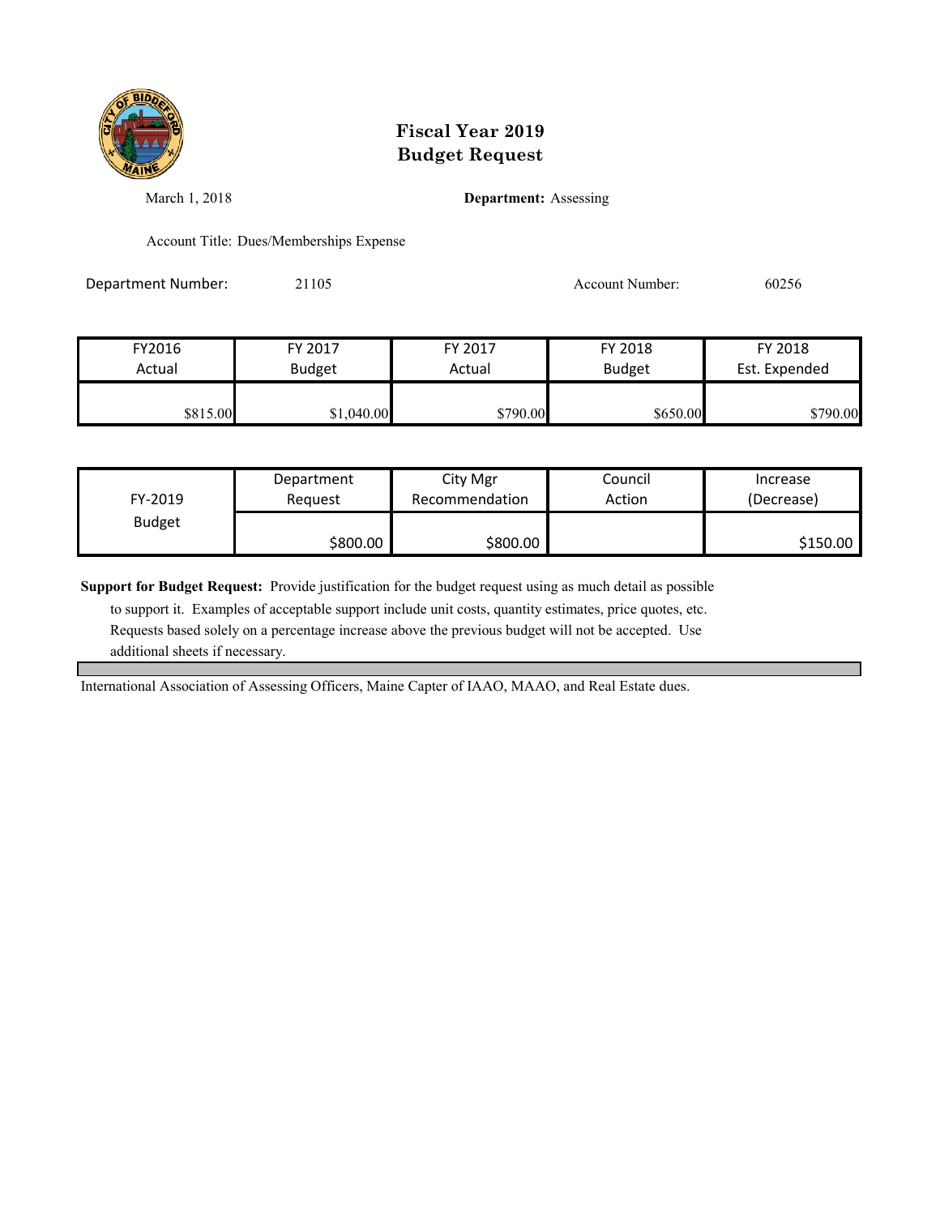# Fiscal Year 2019
# Budget Request

March 1, 2018

**Department:** Assessing

Account Title: Dues/Memberships Expense

Department Number: 21105

Account Number: 60256

| FY2016 Actual | FY 2017 Budget | FY 2017 Actual | FY 2018 Budget | FY 2018 Est. Expended |
|---|---|---|---|---|
| $815.00 | $1,040.00 | $790.00 | $650.00 | $790.00 |

| FY-2019 Budget | Department Request | City Mgr Recommendation | Council Action | Increase (Decrease) |
|---|---|---|---|---|
| | $800.00 | $800.00 | | $150.00 |

**Support for Budget Request:** Provide justification for the budget request using as much detail as possible to support it. Examples of acceptable support include unit costs, quantity estimates, price quotes, etc. Requests based solely on a percentage increase above the previous budget will not be accepted. Use additional sheets if necessary.

International Association of Assessing Officers, Maine Capter of IAAO, MAAO, and Real Estate dues.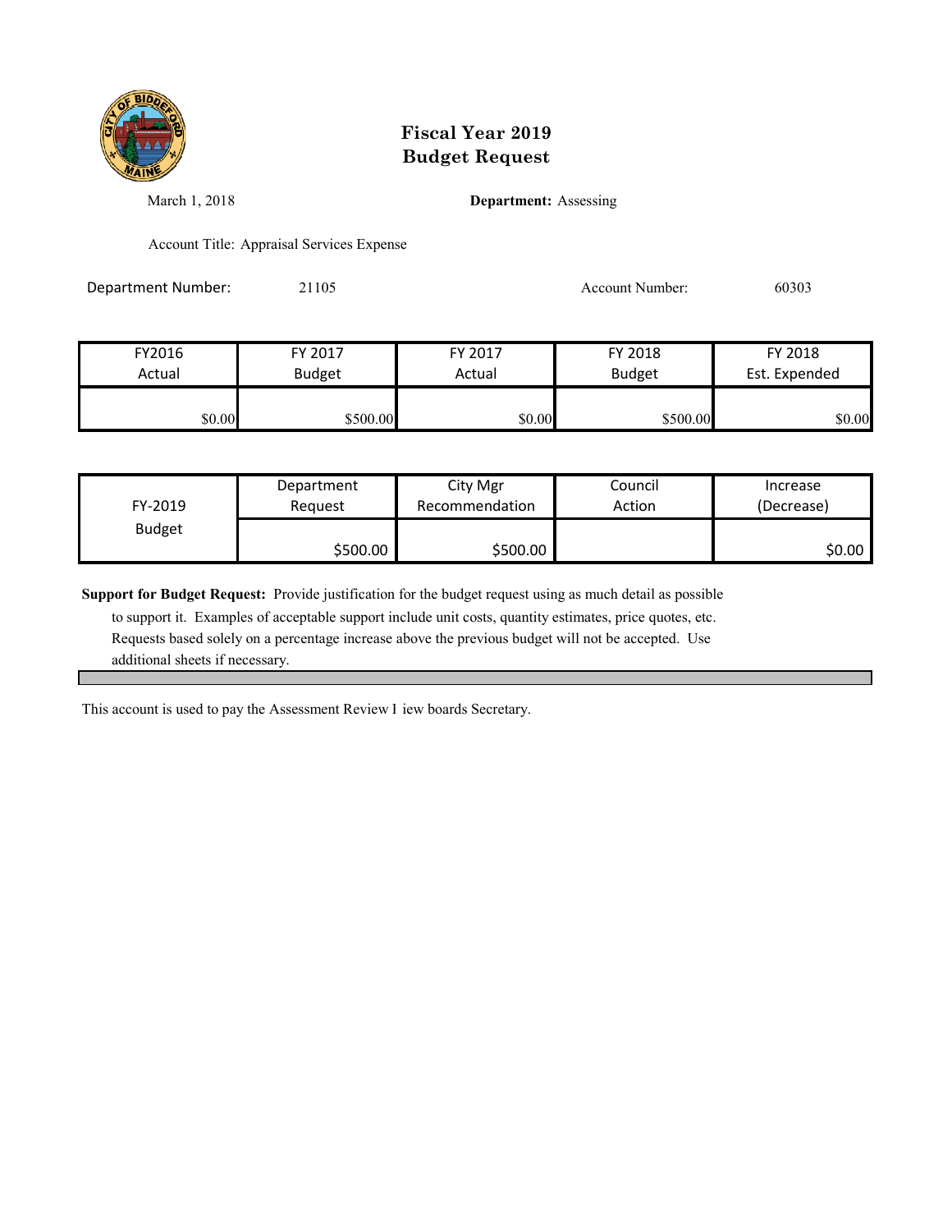# Fiscal Year 2019
# Budget Request

March 1, 2018

**Department:** Assessing

Account Title: Appraisal Services Expense

Department Number: 21105

Account Number: 60303

| FY2016 Actual | FY 2017 Budget | FY 2017 Actual | FY 2018 Budget | FY 2018 Est. Expended |
|---|---|---|---|---|
| $0.00 | $500.00 | $0.00 | $500.00 | $0.00 |

| FY-2019 Budget | Department Request | City Mgr Recommendation | Council Action | Increase (Decrease) |
|---|---|---|---|---|
| | $500.00 | $500.00 | | $0.00 |

**Support for Budget Request:** Provide justification for the budget request using as much detail as possible to support it. Examples of acceptable support include unit costs, quantity estimates, price quotes, etc. Requests based solely on a percentage increase above the previous budget will not be accepted. Use additional sheets if necessary.

This account is used to pay the Assessment Review I iew boards Secretary.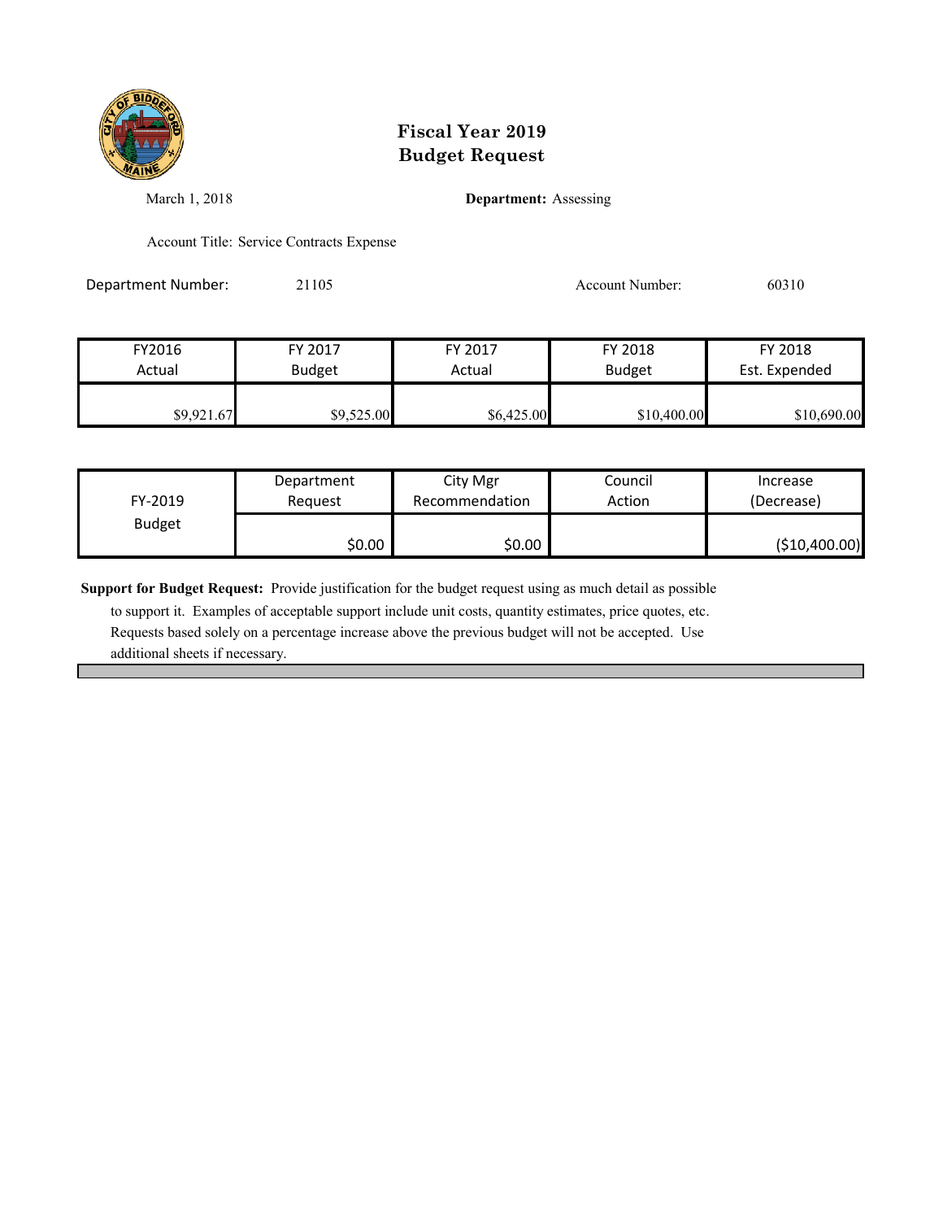# Fiscal Year 2019
# Budget Request

March 1, 2018

**Department:** Assessing

Account Title: Service Contracts Expense

Department Number: 21105

Account Number: 60310

| FY2016 Actual | FY 2017 Budget | FY 2017 Actual | FY 2018 Budget | FY 2018 Est. Expended |
|---|---|---|---|---|
| $9,921.67 | $9,525.00 | $6,425.00 | $10,400.00 | $10,690.00 |

| FY-2019 Budget | Department Request | City Mgr Recommendation | Council Action | Increase (Decrease) |
|---|---|---|---|---|
| | $0.00 | $0.00 | | ($10,400.00) |

**Support for Budget Request:** Provide justification for the budget request using as much detail as possible to support it. Examples of acceptable support include unit costs, quantity estimates, price quotes, etc. Requests based solely on a percentage increase above the previous budget will not be accepted. Use additional sheets if necessary.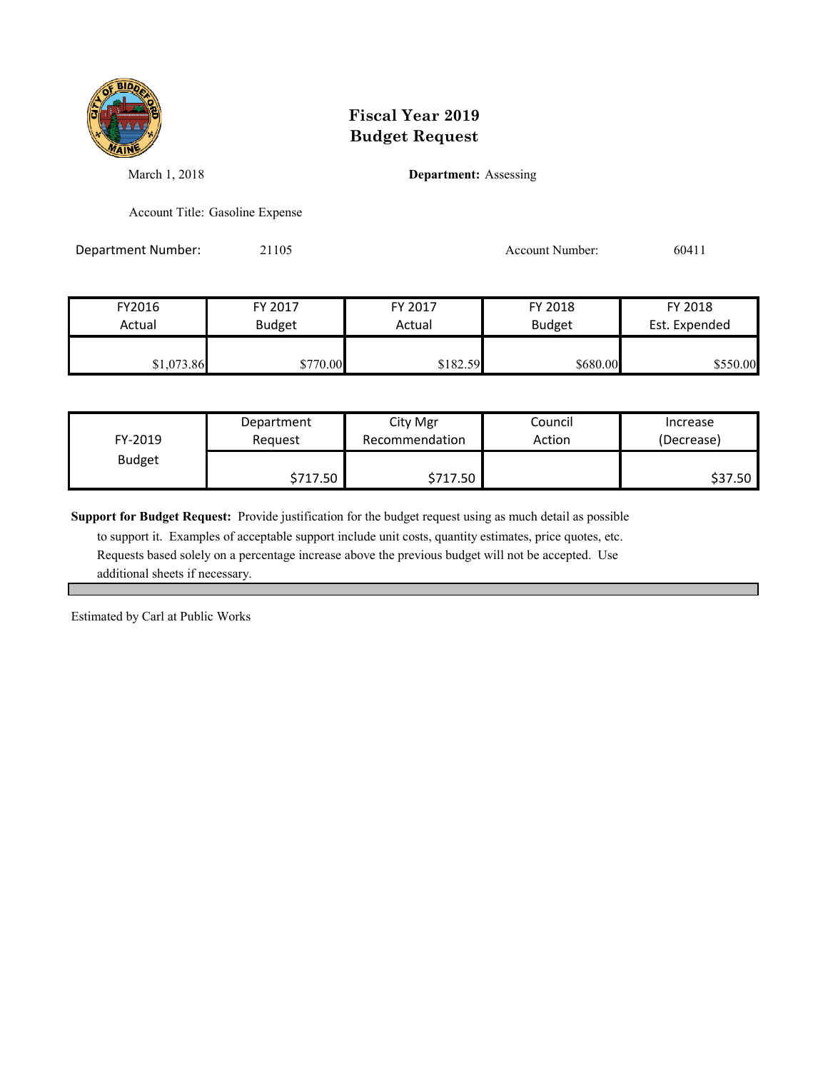# Fiscal Year 2019
# Budget Request

March 1, 2018

**Department:** Assessing

Account Title: Gasoline Expense

Department Number: 21105

Account Number: 60411

| FY2016 Actual | FY 2017 Budget | FY 2017 Actual | FY 2018 Budget | FY 2018 Est. Expended |
|---|---|---|---|---|
| $1,073.86 | $770.00 | $182.59 | $680.00 | $550.00 |

| FY-2019 Budget | Department Request | City Mgr Recommendation | Council Action | Increase (Decrease) |
|---|---|---|---|---|
| | $717.50 | $717.50 | | $37.50 |

**Support for Budget Request:** Provide justification for the budget request using as much detail as possible to support it. Examples of acceptable support include unit costs, quantity estimates, price quotes, etc. Requests based solely on a percentage increase above the previous budget will not be accepted. Use additional sheets if necessary.

Estimated by Carl at Public Works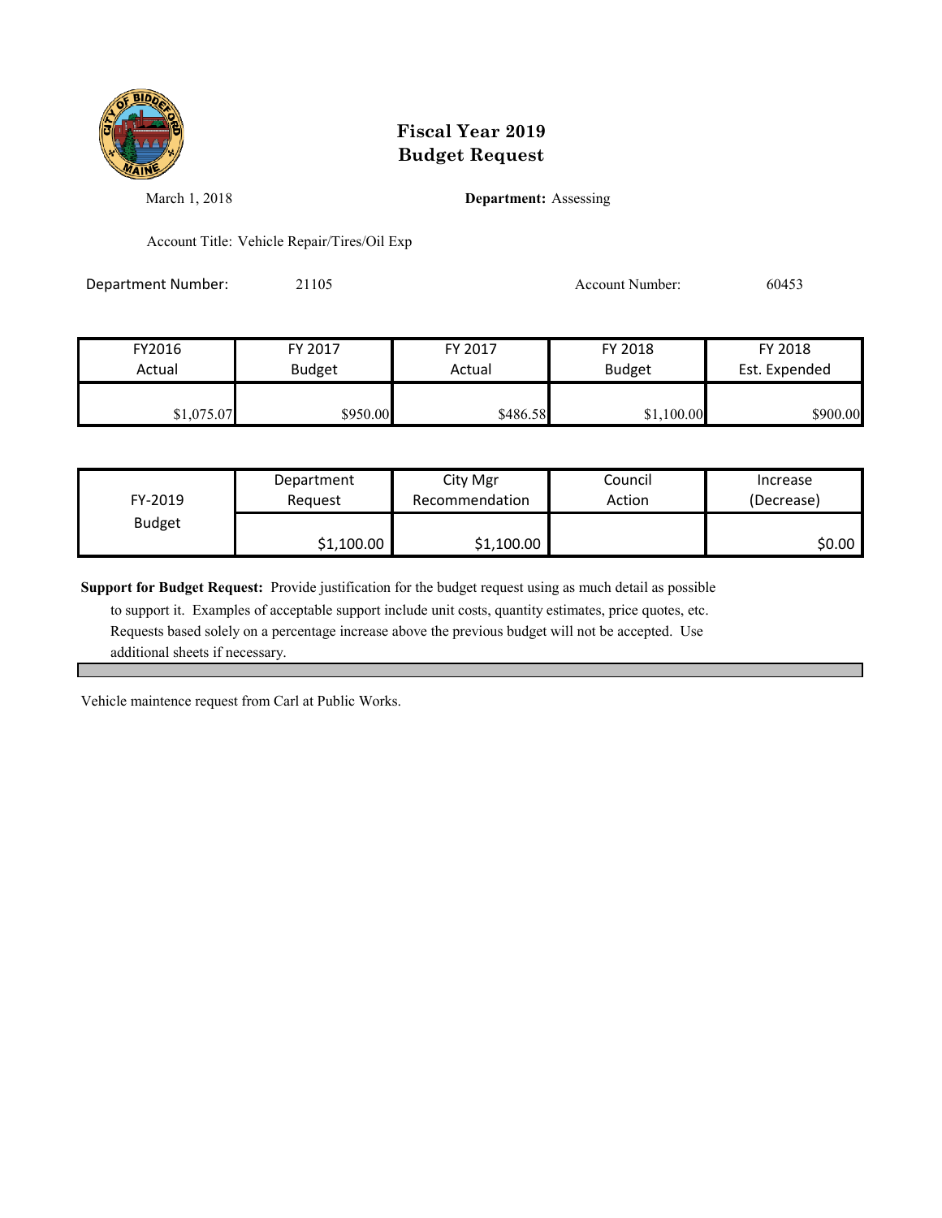# Fiscal Year 2019
# Budget Request

March 1, 2018

**Department:** Assessing

Account Title: Vehicle Repair/Tires/Oil Exp

Department Number: 21105

Account Number: 60453

| FY2016 Actual | FY 2017 Budget | FY 2017 Actual | FY 2018 Budget | FY 2018 Est. Expended |
|---|---|---|---|---|
| $1,075.07 | $950.00 | $486.58 | $1,100.00 | $900.00 |

| FY-2019 Budget | Department Request | City Mgr Recommendation | Council Action | Increase (Decrease) |
|---|---|---|---|---|
| | $1,100.00 | $1,100.00 | | $0.00 |

**Support for Budget Request:** Provide justification for the budget request using as much detail as possible to support it. Examples of acceptable support include unit costs, quantity estimates, price quotes, etc. Requests based solely on a percentage increase above the previous budget will not be accepted. Use additional sheets if necessary.

Vehicle maintence request from Carl at Public Works.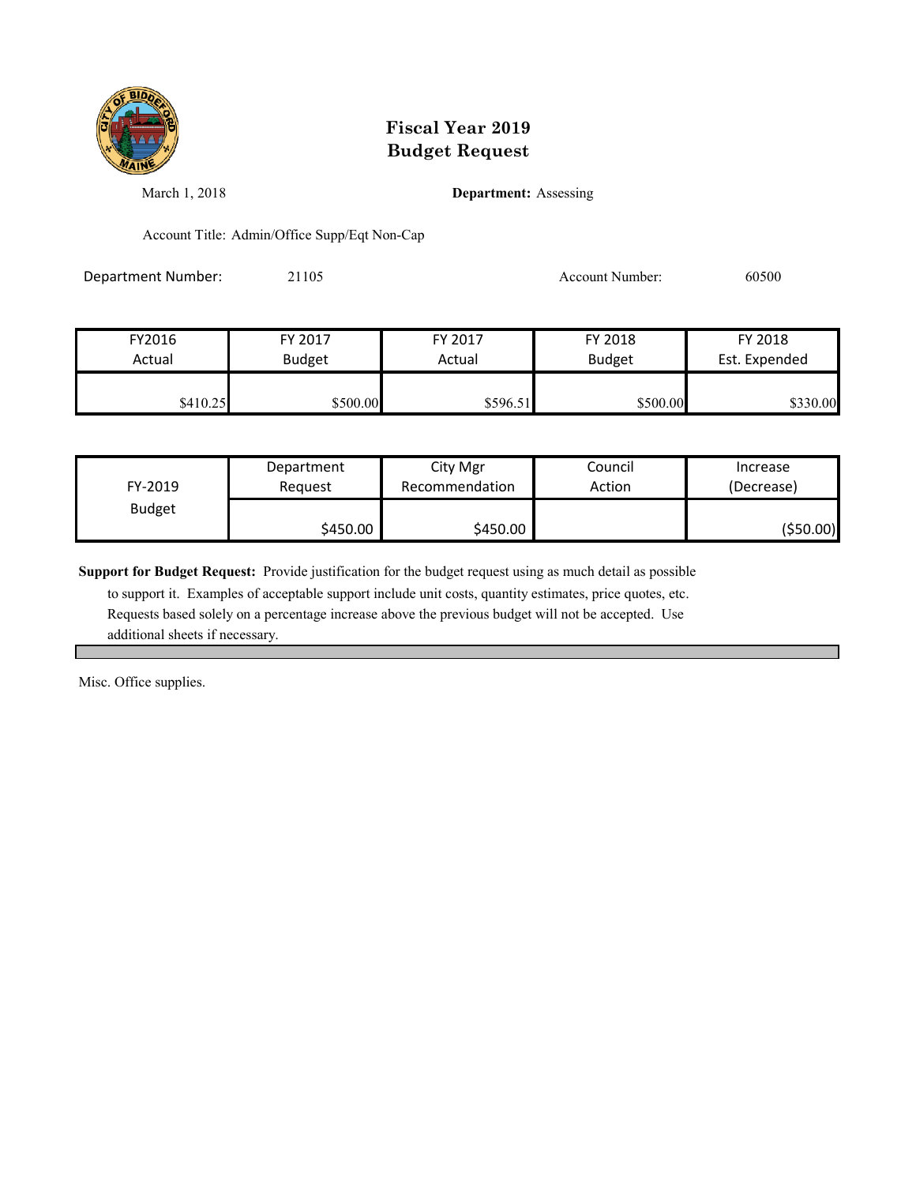# Fiscal Year 2019
# Budget Request

March 1, 2018

**Department:** Assessing

Account Title: Admin/Office Supp/Eqt Non-Cap

Department Number: 21105

Account Number: 60500

| FY2016 Actual | FY 2017 Budget | FY 2017 Actual | FY 2018 Budget | FY 2018 Est. Expended |
|---|---|---|---|---|
| $410.25 | $500.00 | $596.51 | $500.00 | $330.00 |

| FY-2019 Budget | Department Request | City Mgr Recommendation | Council Action | Increase (Decrease) |
|---|---|---|---|---|
| | $450.00 | $450.00 | | ($50.00) |

**Support for Budget Request:** Provide justification for the budget request using as much detail as possible to support it. Examples of acceptable support include unit costs, quantity estimates, price quotes, etc. Requests based solely on a percentage increase above the previous budget will not be accepted. Use additional sheets if necessary.

Misc. Office supplies.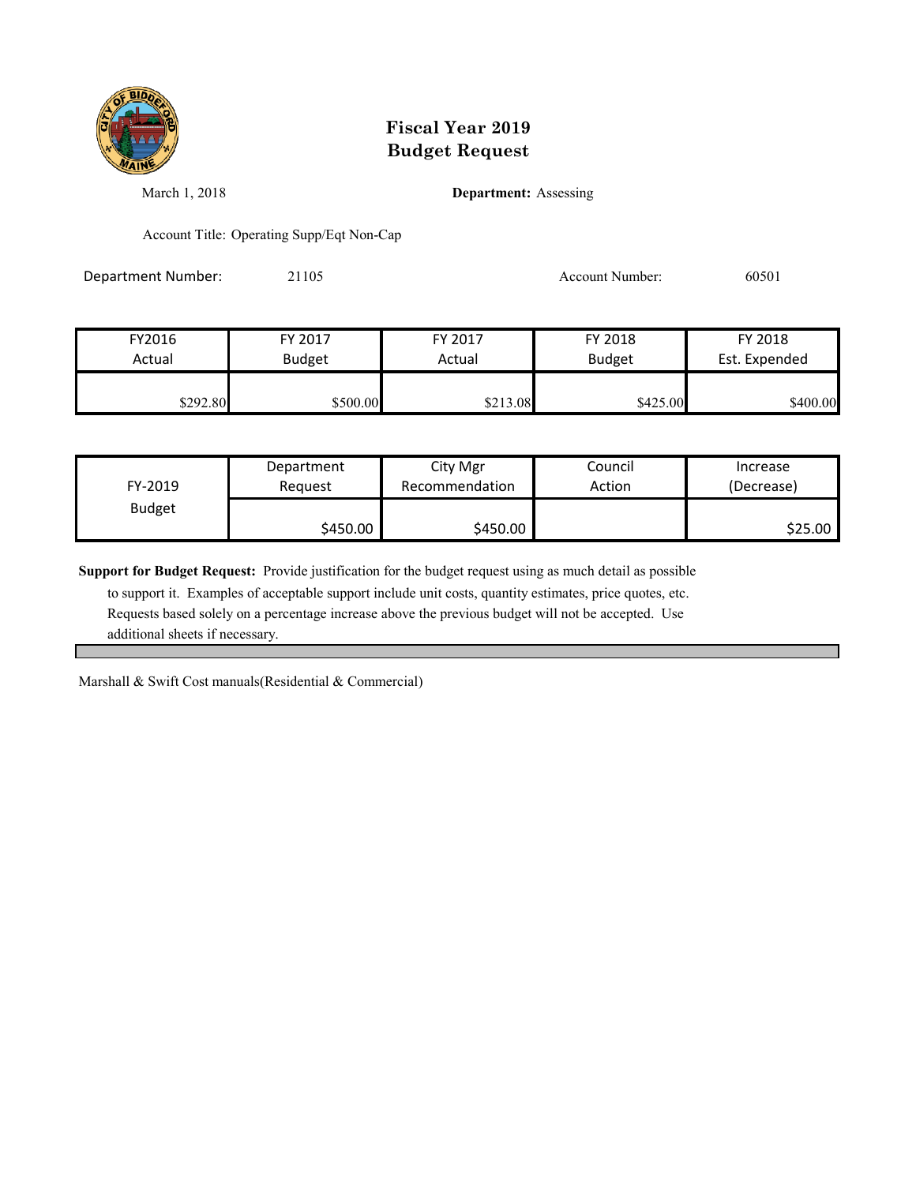# Fiscal Year 2019
# Budget Request

March 1, 2018

**Department:** Assessing

Account Title: Operating Supp/Eqt Non-Cap

Department Number: 21105

Account Number: 60501

| FY2016 Actual | FY 2017 Budget | FY 2017 Actual | FY 2018 Budget | FY 2018 Est. Expended |
|---|---|---|---|---|
| $292.80 | $500.00 | $213.08 | $425.00 | $400.00 |

| FY-2019 Budget | Department Request | City Mgr Recommendation | Council Action | Increase (Decrease) |
|---|---|---|---|---|
| | $450.00 | $450.00 | | $25.00 |

**Support for Budget Request:** Provide justification for the budget request using as much detail as possible to support it. Examples of acceptable support include unit costs, quantity estimates, price quotes, etc. Requests based solely on a percentage increase above the previous budget will not be accepted. Use additional sheets if necessary.

Marshall & Swift Cost manuals(Residential & Commercial)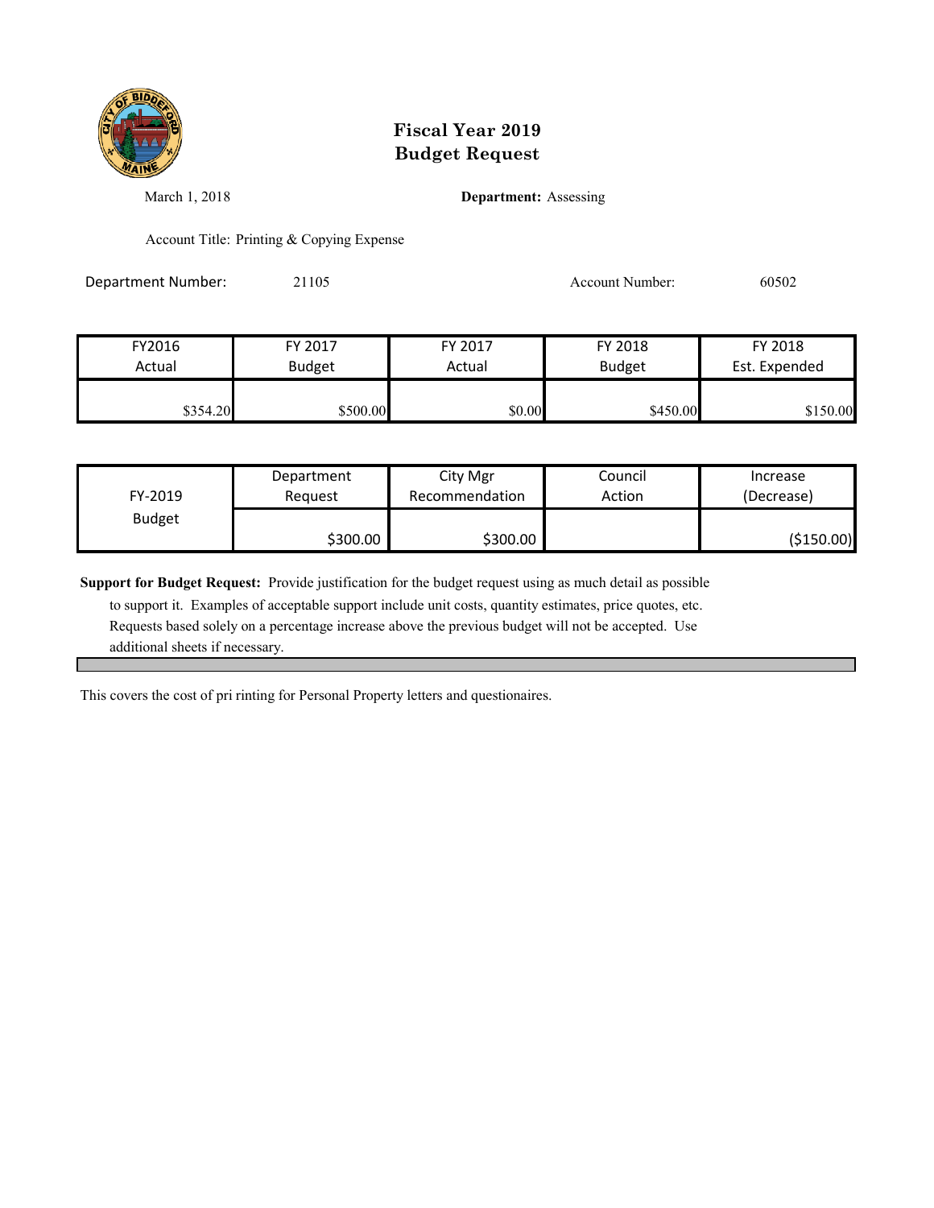# Fiscal Year 2019
# Budget Request

March 1, 2018 **Department:** Assessing

Account Title: Printing & Copying Expense

Department Number: 21105 Account Number: 60502

| FY2016 Actual | FY 2017 Budget | FY 2017 Actual | FY 2018 Budget | FY 2018 Est. Expended |
|---|---|---|---|---|
| $354.20 | $500.00 | $0.00 | $450.00 | $150.00 |

| FY-2019 Budget | Department Request | City Mgr Recommendation | Council Action | Increase (Decrease) |
|---|---|---|---|---|
| | $300.00 | $300.00 | | ($150.00) |

**Support for Budget Request:** Provide justification for the budget request using as much detail as possible to support it. Examples of acceptable support include unit costs, quantity estimates, price quotes, etc. Requests based solely on a percentage increase above the previous budget will not be accepted. Use additional sheets if necessary.

This covers the cost of pri rinting for Personal Property letters and questionaires.